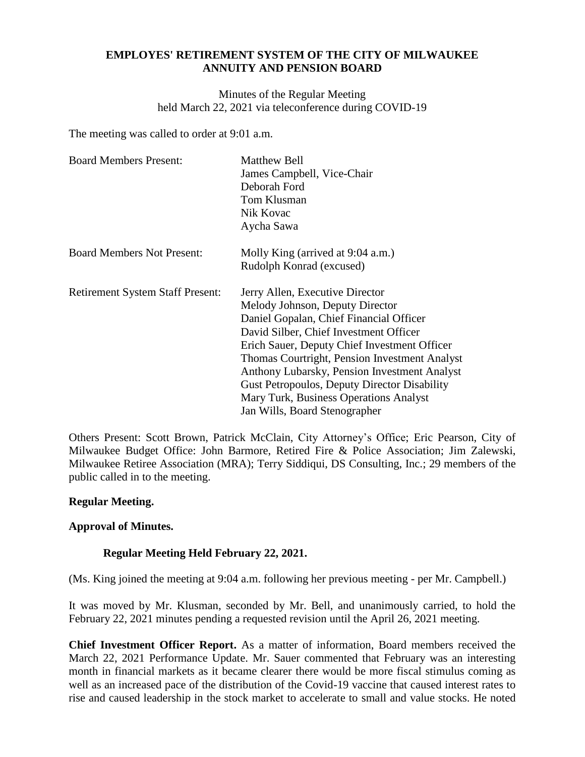**EMPLOYES' RETIREMENT SYSTEM OF THE CITY OF MILWAUKEE**
**ANNUITY AND PENSION BOARD**

Minutes of the Regular Meeting
held March 22, 2021 via teleconference during COVID-19

The meeting was called to order at 9:01 a.m.

| | |
|---|---|
| Board Members Present: | Matthew Bell<br>James Campbell, Vice-Chair<br>Deborah Ford<br>Tom Klusman<br>Nik Kovac<br>Aycha Sawa |
| Board Members Not Present: | Molly King (arrived at 9:04 a.m.)<br>Rudolph Konrad (excused) |
| Retirement System Staff Present: | Jerry Allen, Executive Director<br>Melody Johnson, Deputy Director<br>Daniel Gopalan, Chief Financial Officer<br>David Silber, Chief Investment Officer<br>Erich Sauer, Deputy Chief Investment Officer<br>Thomas Courtright, Pension Investment Analyst<br>Anthony Lubarsky, Pension Investment Analyst<br>Gust Petropoulos, Deputy Director Disability<br>Mary Turk, Business Operations Analyst<br>Jan Wills, Board Stenographer |

Others Present: Scott Brown, Patrick McClain, City Attorney's Office; Eric Pearson, City of Milwaukee Budget Office: John Barmore, Retired Fire & Police Association; Jim Zalewski, Milwaukee Retiree Association (MRA); Terry Siddiqui, DS Consulting, Inc.; 29 members of the public called in to the meeting.

**Regular Meeting.**

**Approval of Minutes.**

**Regular Meeting Held February 22, 2021.**

(Ms. King joined the meeting at 9:04 a.m. following her previous meeting - per Mr. Campbell.)

It was moved by Mr. Klusman, seconded by Mr. Bell, and unanimously carried, to hold the February 22, 2021 minutes pending a requested revision until the April 26, 2021 meeting.

**Chief Investment Officer Report.** As a matter of information, Board members received the March 22, 2021 Performance Update. Mr. Sauer commented that February was an interesting month in financial markets as it became clearer there would be more fiscal stimulus coming as well as an increased pace of the distribution of the Covid-19 vaccine that caused interest rates to rise and caused leadership in the stock market to accelerate to small and value stocks. He noted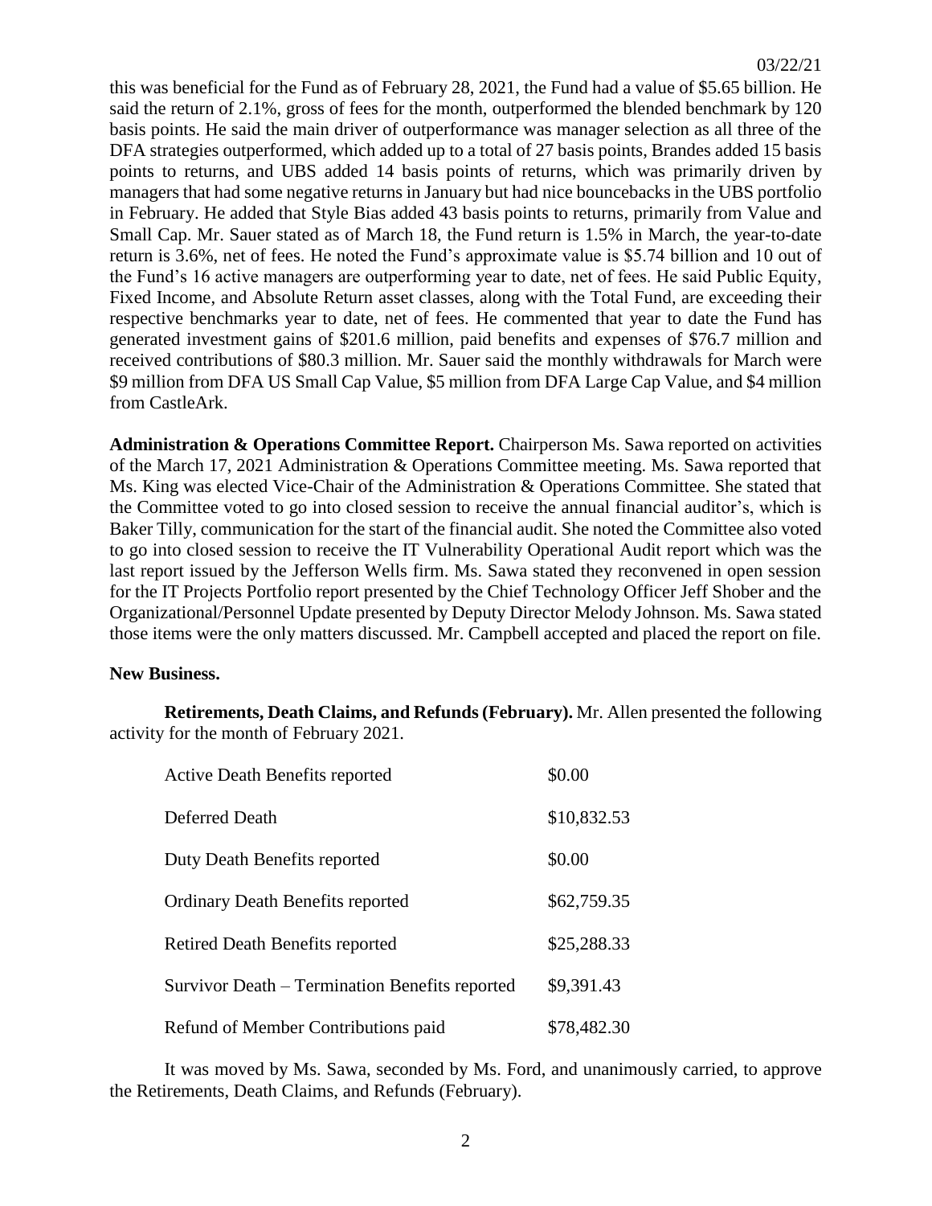this was beneficial for the Fund as of February 28, 2021, the Fund had a value of $5.65 billion. He said the return of 2.1%, gross of fees for the month, outperformed the blended benchmark by 120 basis points. He said the main driver of outperformance was manager selection as all three of the DFA strategies outperformed, which added up to a total of 27 basis points, Brandes added 15 basis points to returns, and UBS added 14 basis points of returns, which was primarily driven by managers that had some negative returns in January but had nice bouncebacks in the UBS portfolio in February. He added that Style Bias added 43 basis points to returns, primarily from Value and Small Cap. Mr. Sauer stated as of March 18, the Fund return is 1.5% in March, the year-to-date return is 3.6%, net of fees. He noted the Fund's approximate value is $5.74 billion and 10 out of the Fund's 16 active managers are outperforming year to date, net of fees. He said Public Equity, Fixed Income, and Absolute Return asset classes, along with the Total Fund, are exceeding their respective benchmarks year to date, net of fees. He commented that year to date the Fund has generated investment gains of $201.6 million, paid benefits and expenses of $76.7 million and received contributions of $80.3 million. Mr. Sauer said the monthly withdrawals for March were $9 million from DFA US Small Cap Value, $5 million from DFA Large Cap Value, and $4 million from CastleArk.

**Administration & Operations Committee Report.** Chairperson Ms. Sawa reported on activities of the March 17, 2021 Administration & Operations Committee meeting. Ms. Sawa reported that Ms. King was elected Vice-Chair of the Administration & Operations Committee. She stated that the Committee voted to go into closed session to receive the annual financial auditor's, which is Baker Tilly, communication for the start of the financial audit. She noted the Committee also voted to go into closed session to receive the IT Vulnerability Operational Audit report which was the last report issued by the Jefferson Wells firm. Ms. Sawa stated they reconvened in open session for the IT Projects Portfolio report presented by the Chief Technology Officer Jeff Shober and the Organizational/Personnel Update presented by Deputy Director Melody Johnson. Ms. Sawa stated those items were the only matters discussed. Mr. Campbell accepted and placed the report on file.

**New Business.**

**Retirements, Death Claims, and Refunds (February).** Mr. Allen presented the following activity for the month of February 2021.

| | |
|---|---|
| Active Death Benefits reported | $0.00 |
| Deferred Death | $10,832.53 |
| Duty Death Benefits reported | $0.00 |
| Ordinary Death Benefits reported | $62,759.35 |
| Retired Death Benefits reported | $25,288.33 |
| Survivor Death – Termination Benefits reported | $9,391.43 |
| Refund of Member Contributions paid | $78,482.30 |

It was moved by Ms. Sawa, seconded by Ms. Ford, and unanimously carried, to approve the Retirements, Death Claims, and Refunds (February).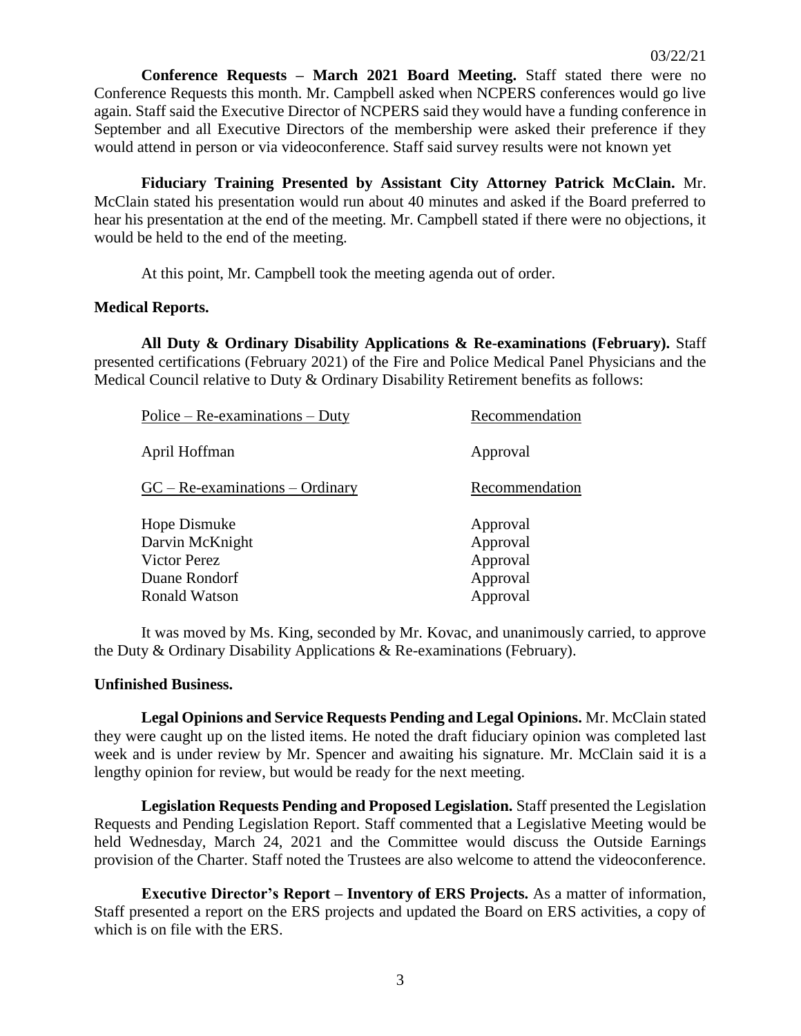03/22/21

**Conference Requests – March 2021 Board Meeting.** Staff stated there were no Conference Requests this month. Mr. Campbell asked when NCPERS conferences would go live again. Staff said the Executive Director of NCPERS said they would have a funding conference in September and all Executive Directors of the membership were asked their preference if they would attend in person or via videoconference. Staff said survey results were not known yet

**Fiduciary Training Presented by Assistant City Attorney Patrick McClain.** Mr. McClain stated his presentation would run about 40 minutes and asked if the Board preferred to hear his presentation at the end of the meeting. Mr. Campbell stated if there were no objections, it would be held to the end of the meeting.

At this point, Mr. Campbell took the meeting agenda out of order.

**Medical Reports.**

**All Duty & Ordinary Disability Applications & Re-examinations (February).** Staff presented certifications (February 2021) of the Fire and Police Medical Panel Physicians and the Medical Council relative to Duty & Ordinary Disability Retirement benefits as follows:

| Police – Re-examinations – Duty | Recommendation |
|---|---|
| April Hoffman | Approval |

| GC – Re-examinations – Ordinary | Recommendation |
|---|---|
| Hope Dismuke | Approval |
| Darvin McKnight | Approval |
| Victor Perez | Approval |
| Duane Rondorf | Approval |
| Ronald Watson | Approval |

It was moved by Ms. King, seconded by Mr. Kovac, and unanimously carried, to approve the Duty & Ordinary Disability Applications & Re-examinations (February).

**Unfinished Business.**

**Legal Opinions and Service Requests Pending and Legal Opinions.** Mr. McClain stated they were caught up on the listed items. He noted the draft fiduciary opinion was completed last week and is under review by Mr. Spencer and awaiting his signature. Mr. McClain said it is a lengthy opinion for review, but would be ready for the next meeting.

**Legislation Requests Pending and Proposed Legislation.** Staff presented the Legislation Requests and Pending Legislation Report. Staff commented that a Legislative Meeting would be held Wednesday, March 24, 2021 and the Committee would discuss the Outside Earnings provision of the Charter. Staff noted the Trustees are also welcome to attend the videoconference.

**Executive Director's Report – Inventory of ERS Projects.** As a matter of information, Staff presented a report on the ERS projects and updated the Board on ERS activities, a copy of which is on file with the ERS.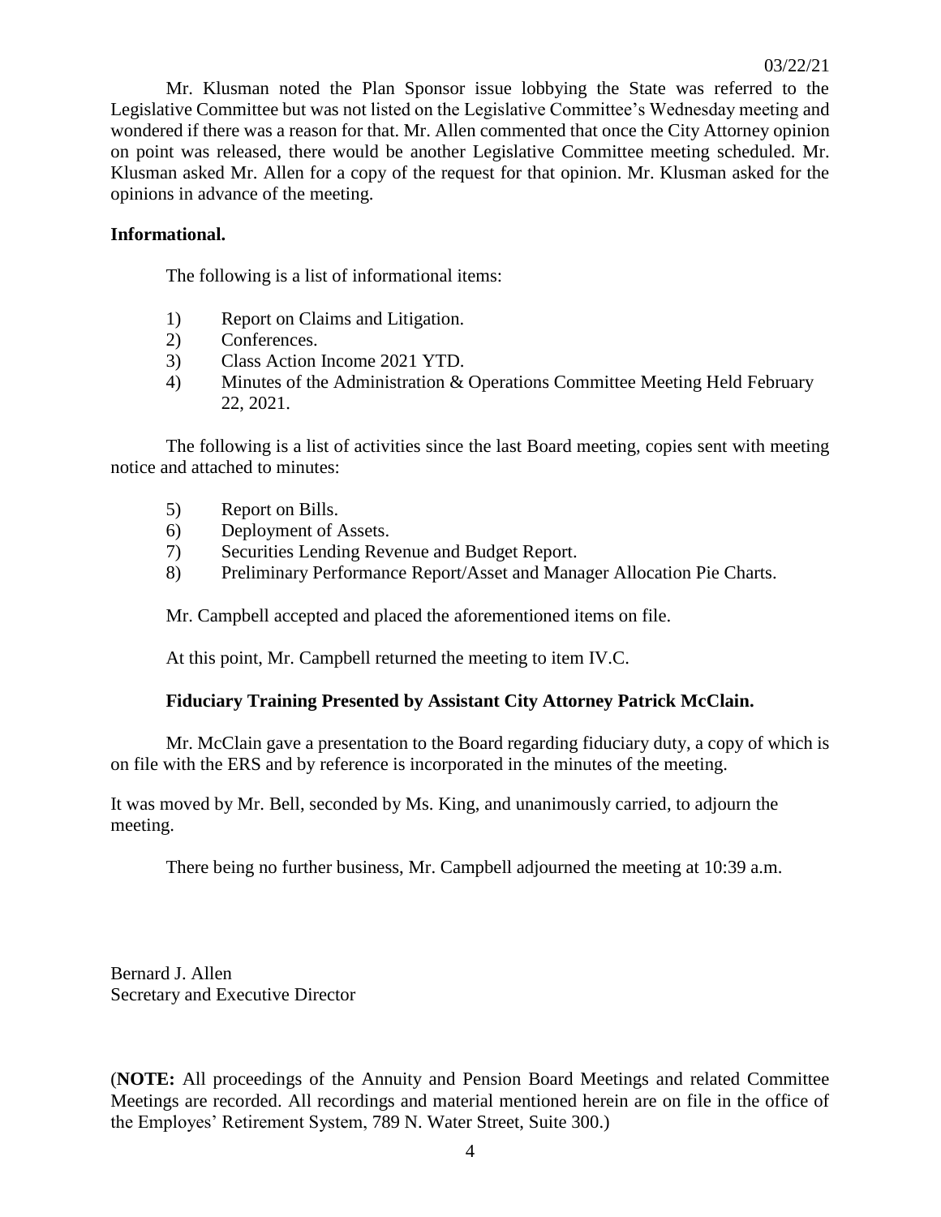Mr. Klusman noted the Plan Sponsor issue lobbying the State was referred to the Legislative Committee but was not listed on the Legislative Committee's Wednesday meeting and wondered if there was a reason for that. Mr. Allen commented that once the City Attorney opinion on point was released, there would be another Legislative Committee meeting scheduled. Mr. Klusman asked Mr. Allen for a copy of the request for that opinion. Mr. Klusman asked for the opinions in advance of the meeting.

**Informational.**

The following is a list of informational items:

1) Report on Claims and Litigation.
2) Conferences.
3) Class Action Income 2021 YTD.
4) Minutes of the Administration & Operations Committee Meeting Held February 22, 2021.

The following is a list of activities since the last Board meeting, copies sent with meeting notice and attached to minutes:

5) Report on Bills.
6) Deployment of Assets.
7) Securities Lending Revenue and Budget Report.
8) Preliminary Performance Report/Asset and Manager Allocation Pie Charts.

Mr. Campbell accepted and placed the aforementioned items on file.

At this point, Mr. Campbell returned the meeting to item IV.C.

**Fiduciary Training Presented by Assistant City Attorney Patrick McClain.**

Mr. McClain gave a presentation to the Board regarding fiduciary duty, a copy of which is on file with the ERS and by reference is incorporated in the minutes of the meeting.

It was moved by Mr. Bell, seconded by Ms. King, and unanimously carried, to adjourn the meeting.

There being no further business, Mr. Campbell adjourned the meeting at 10:39 a.m.

Bernard J. Allen
Secretary and Executive Director

(**NOTE:** All proceedings of the Annuity and Pension Board Meetings and related Committee Meetings are recorded. All recordings and material mentioned herein are on file in the office of the Employes' Retirement System, 789 N. Water Street, Suite 300.)